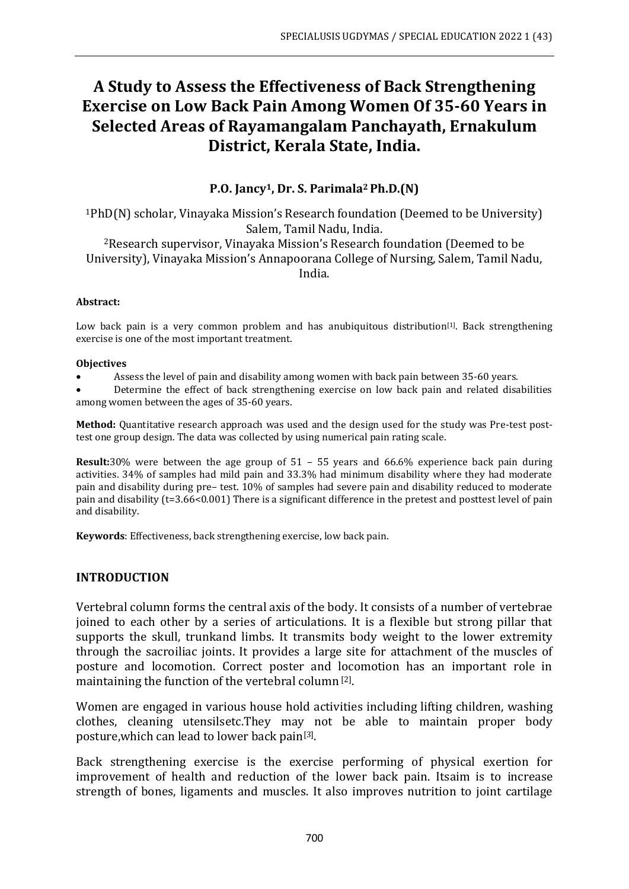# A Study to Assess the Effectiveness of Back Strengthening Exercise on Low Back Pain Among Women Of 35-60 Years in Selected Areas of Rayamangalam Panchayath, Ernakulum District, Kerala State, India.

**P.O. Jancy[1], Dr. S. Parimala[2] Ph.D.(N)**

[1]PhD(N) scholar, Vinayaka Mission's Research foundation (Deemed to be University) Salem, Tamil Nadu, India.

[2]Research supervisor, Vinayaka Mission's Research foundation (Deemed to be University), Vinayaka Mission's Annapoorana College of Nursing, Salem, Tamil Nadu, India.

**Abstract:**

Low back pain is a very common problem and has anubiquitous distribution[1]. Back strengthening exercise is one of the most important treatment.

**Objectives**

- Assess the level of pain and disability among women with back pain between 35-60 years.
- Determine the effect of back strengthening exercise on low back pain and related disabilities among women between the ages of 35-60 years.

**Method:** Quantitative research approach was used and the design used for the study was Pre-test post-test one group design. The data was collected by using numerical pain rating scale.

**Result:**30% were between the age group of 51 – 55 years and 66.6% experience back pain during activities. 34% of samples had mild pain and 33.3% had minimum disability where they had moderate pain and disability during pre– test. 10% of samples had severe pain and disability reduced to moderate pain and disability (t=3.66<0.001) There is a significant difference in the pretest and posttest level of pain and disability.

**Keywords**: Effectiveness, back strengthening exercise, low back pain.

## INTRODUCTION

Vertebral column forms the central axis of the body. It consists of a number of vertebrae joined to each other by a series of articulations. It is a flexible but strong pillar that supports the skull, trunkand limbs. It transmits body weight to the lower extremity through the sacroiliac joints. It provides a large site for attachment of the muscles of posture and locomotion. Correct poster and locomotion has an important role in maintaining the function of the vertebral column [2].

Women are engaged in various house hold activities including lifting children, washing clothes, cleaning utensilsetc.They may not be able to maintain proper body posture,which can lead to lower back pain[3].

Back strengthening exercise is the exercise performing of physical exertion for improvement of health and reduction of the lower back pain. Itsaim is to increase strength of bones, ligaments and muscles. It also improves nutrition to joint cartilage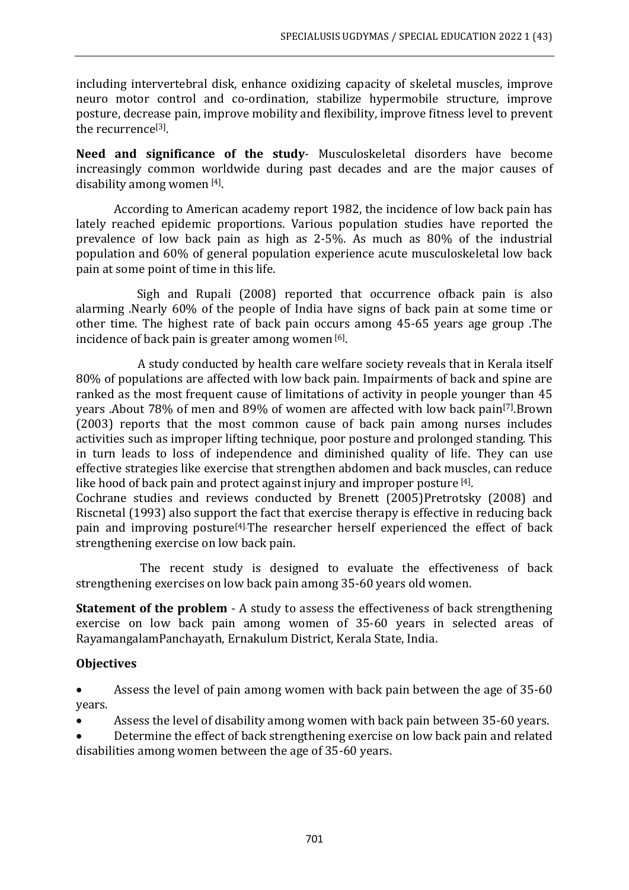including intervertebral disk, enhance oxidizing capacity of skeletal muscles, improve neuro motor control and co-ordination, stabilize hypermobile structure, improve posture, decrease pain, improve mobility and flexibility, improve fitness level to prevent the recurrence[3].

**Need and significance of the study**- Musculoskeletal disorders have become increasingly common worldwide during past decades and are the major causes of disability among women [4].

According to American academy report 1982, the incidence of low back pain has lately reached epidemic proportions. Various population studies have reported the prevalence of low back pain as high as 2-5%. As much as 80% of the industrial population and 60% of general population experience acute musculoskeletal low back pain at some point of time in this life.

Sigh and Rupali (2008) reported that occurrence ofback pain is also alarming .Nearly 60% of the people of India have signs of back pain at some time or other time. The highest rate of back pain occurs among 45-65 years age group .The incidence of back pain is greater among women [6].

A study conducted by health care welfare society reveals that in Kerala itself 80% of populations are affected with low back pain. Impairments of back and spine are ranked as the most frequent cause of limitations of activity in people younger than 45 years .About 78% of men and 89% of women are affected with low back pain[7].Brown (2003) reports that the most common cause of back pain among nurses includes activities such as improper lifting technique, poor posture and prolonged standing. This in turn leads to loss of independence and diminished quality of life. They can use effective strategies like exercise that strengthen abdomen and back muscles, can reduce like hood of back pain and protect against injury and improper posture [4].

Cochrane studies and reviews conducted by Brenett (2005)Pretrotsky (2008) and Riscnetal (1993) also support the fact that exercise therapy is effective in reducing back pain and improving posture[4].The researcher herself experienced the effect of back strengthening exercise on low back pain.

The recent study is designed to evaluate the effectiveness of back strengthening exercises on low back pain among 35-60 years old women.

**Statement of the problem** - A study to assess the effectiveness of back strengthening exercise on low back pain among women of 35-60 years in selected areas of RayamangalamPanchayath, Ernakulum District, Kerala State, India.

**Objectives**

- Assess the level of pain among women with back pain between the age of 35-60 years.
- Assess the level of disability among women with back pain between 35-60 years.
- Determine the effect of back strengthening exercise on low back pain and related disabilities among women between the age of 35-60 years.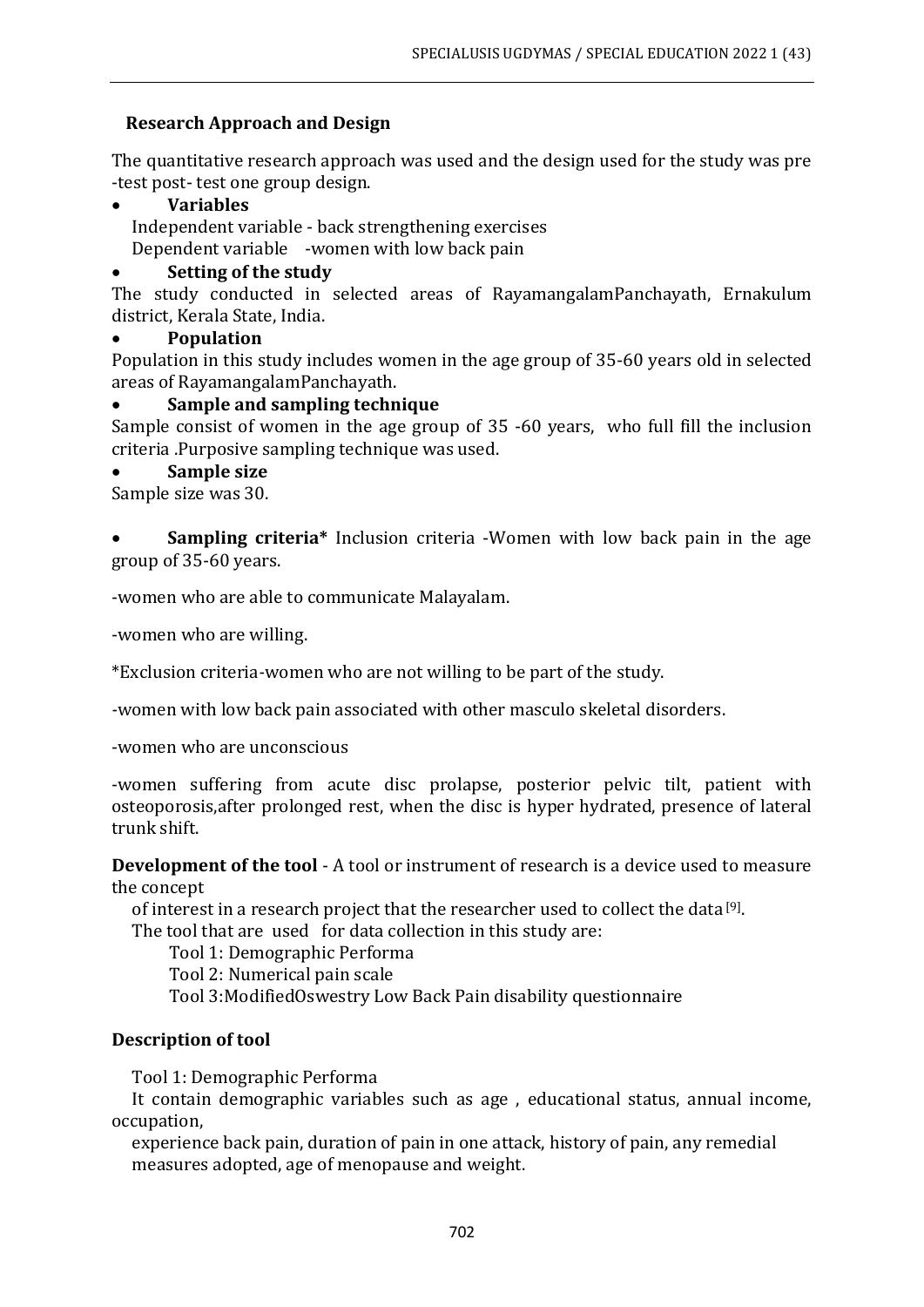## Research Approach and Design

The quantitative research approach was used and the design used for the study was pre -test post- test one group design.

- **Variables**

  Independent variable - back strengthening exercises
  Dependent variable -women with low back pain

- **Setting of the study**

The study conducted in selected areas of RayamangalamPanchayath, Ernakulum district, Kerala State, India.

- **Population**

Population in this study includes women in the age group of 35-60 years old in selected areas of RayamangalamPanchayath.

- **Sample and sampling technique**

Sample consist of women in the age group of 35 -60 years, who full fill the inclusion criteria .Purposive sampling technique was used.

- **Sample size**

Sample size was 30.

- **Sampling criteria*** Inclusion criteria -Women with low back pain in the age group of 35-60 years.

-women who are able to communicate Malayalam.

-women who are willing.

*Exclusion criteria-women who are not willing to be part of the study.

-women with low back pain associated with other masculo skeletal disorders.

-women who are unconscious

-women suffering from acute disc prolapse, posterior pelvic tilt, patient with osteoporosis,after prolonged rest, when the disc is hyper hydrated, presence of lateral trunk shift.

**Development of the tool** - A tool or instrument of research is a device used to measure the concept of interest in a research project that the researcher used to collect the data [9].

The tool that are used for data collection in this study are:

Tool 1: Demographic Performa
Tool 2: Numerical pain scale
Tool 3:ModifiedOswestry Low Back Pain disability questionnaire

**Description of tool**

Tool 1: Demographic Performa

It contain demographic variables such as age , educational status, annual income, occupation, experience back pain, duration of pain in one attack, history of pain, any remedial measures adopted, age of menopause and weight.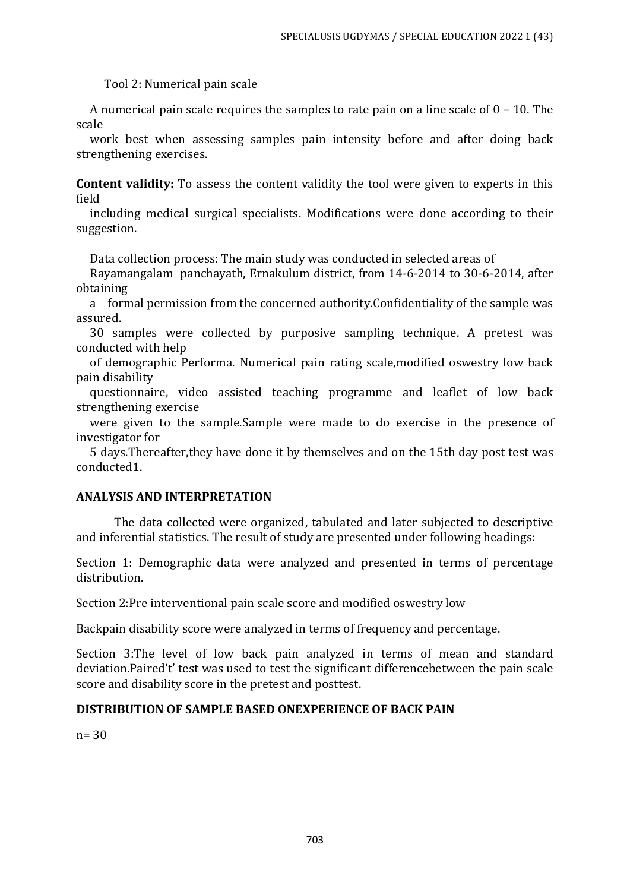Tool 2: Numerical pain scale

A numerical pain scale requires the samples to rate pain on a line scale of 0 – 10. The scale work best when assessing samples pain intensity before and after doing back strengthening exercises.

**Content validity:** To assess the content validity the tool were given to experts in this field including medical surgical specialists. Modifications were done according to their suggestion.

Data collection process: The main study was conducted in selected areas of Rayamangalam panchayath, Ernakulum district, from 14-6-2014 to 30-6-2014, after obtaining a formal permission from the concerned authority.Confidentiality of the sample was assured. 30 samples were collected by purposive sampling technique. A pretest was conducted with help of demographic Performa. Numerical pain rating scale,modified oswestry low back pain disability questionnaire, video assisted teaching programme and leaflet of low back strengthening exercise were given to the sample.Sample were made to do exercise in the presence of investigator for 5 days.Thereafter,they have done it by themselves and on the 15th day post test was conducted1.

## ANALYSIS AND INTERPRETATION

The data collected were organized, tabulated and later subjected to descriptive and inferential statistics. The result of study are presented under following headings:

Section 1: Demographic data were analyzed and presented in terms of percentage distribution.

Section 2:Pre interventional pain scale score and modified oswestry low Backpain disability score were analyzed in terms of frequency and percentage.

Section 3:The level of low back pain analyzed in terms of mean and standard deviation.Paired't' test was used to test the significant differencebetween the pain scale score and disability score in the pretest and posttest.

## DISTRIBUTION OF SAMPLE BASED ONEXPERIENCE OF BACK PAIN

n= 30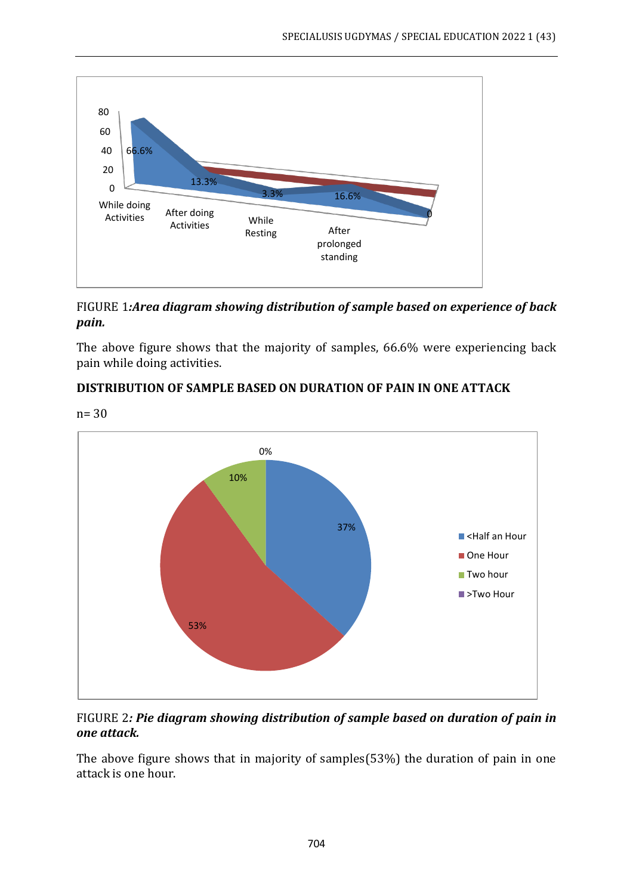FIGURE 1:***Area diagram showing distribution of sample based on experience of back pain.***

The above figure shows that the majority of samples, 66.6% were experiencing back pain while doing activities.

**DISTRIBUTION OF SAMPLE BASED ON DURATION OF PAIN IN ONE ATTACK**

n= 30

FIGURE 2***: Pie diagram showing distribution of sample based on duration of pain in one attack.***

The above figure shows that in majority of samples(53%) the duration of pain in one attack is one hour.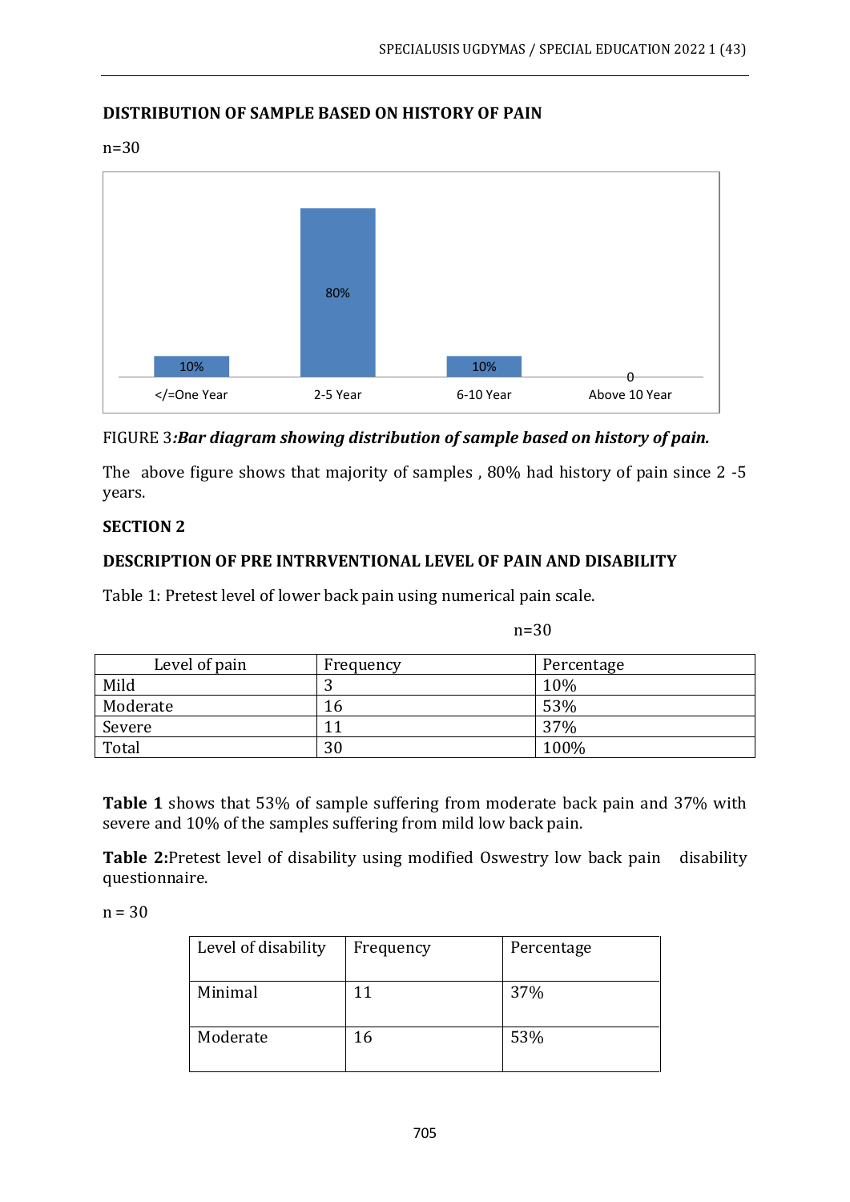**DISTRIBUTION OF SAMPLE BASED ON HISTORY OF PAIN**

n=30

FIGURE 3:***Bar diagram showing distribution of sample based on history of pain.***

The above figure shows that majority of samples , 80% had history of pain since 2 -5 years.

**SECTION 2**

**DESCRIPTION OF PRE INTRRVENTIONAL LEVEL OF PAIN AND DISABILITY**

Table 1: Pretest level of lower back pain using numerical pain scale.

n=30

| Level of pain | Frequency | Percentage |
|---|---|---|
| Mild | 3 | 10% |
| Moderate | 16 | 53% |
| Severe | 11 | 37% |
| Total | 30 | 100% |

**Table 1** shows that 53% of sample suffering from moderate back pain and 37% with severe and 10% of the samples suffering from mild low back pain.

**Table 2:**Pretest level of disability using modified Oswestry low back pain disability questionnaire.

n = 30

| Level of disability | Frequency | Percentage |
|---|---|---|
| Minimal | 11 | 37% |
| Moderate | 16 | 53% |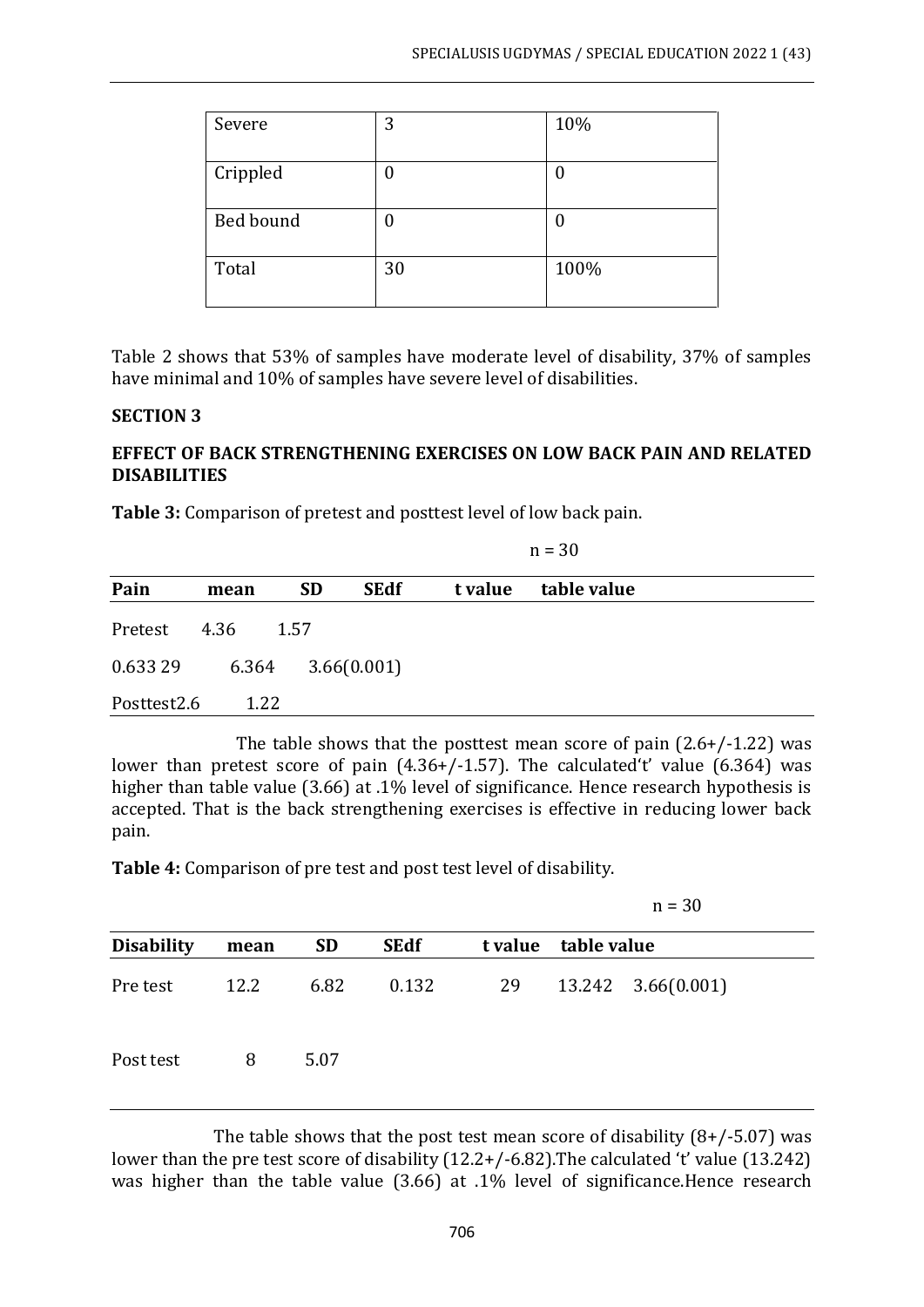| Severe | 3 | 10% |
| --- | --- | --- |
| Crippled | 0 | 0 |
| Bed bound | 0 | 0 |
| Total | 30 | 100% |

Table 2 shows that 53% of samples have moderate level of disability, 37% of samples have minimal and 10% of samples have severe level of disabilities.

**SECTION 3**

**EFFECT OF BACK STRENGTHENING EXERCISES ON LOW BACK PAIN AND RELATED DISABILITIES**

**Table 3:** Comparison of pretest and posttest level of low back pain.

n = 30

| Pain | mean | SD | SEdf | t value | table value |
| --- | --- | --- | --- | --- | --- |
| Pretest | 4.36 | 1.57 | | | |
| 0.633 29 | 6.364 | 3.66(0.001) | | | |
| Posttest2.6 | 1.22 | | | | |

The table shows that the posttest mean score of pain (2.6+/-1.22) was lower than pretest score of pain (4.36+/-1.57). The calculated't' value (6.364) was higher than table value (3.66) at .1% level of significance. Hence research hypothesis is accepted. That is the back strengthening exercises is effective in reducing lower back pain.

**Table 4:** Comparison of pre test and post test level of disability.

n = 30

| Disability | mean | SD | SEdf | t value | table value | |
| --- | --- | --- | --- | --- | --- | --- |
| Pre test | 12.2 | 6.82 | 0.132 | 29 | 13.242 | 3.66(0.001) |
| Post test | 8 | 5.07 | | | | |

The table shows that the post test mean score of disability (8+/-5.07) was lower than the pre test score of disability (12.2+/-6.82).The calculated 't' value (13.242) was higher than the table value (3.66) at .1% level of significance.Hence research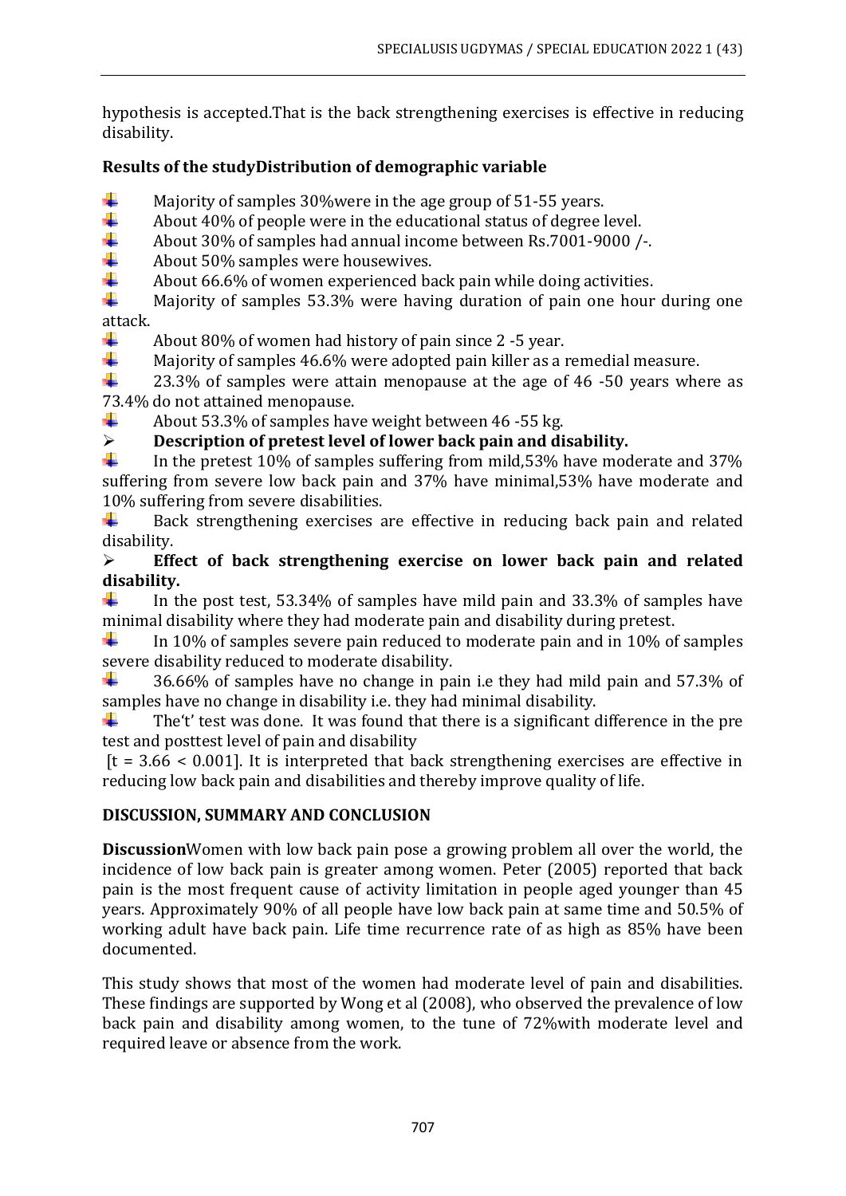hypothesis is accepted.That is the back strengthening exercises is effective in reducing disability.

**Results of the studyDistribution of demographic variable**

- Majority of samples 30%were in the age group of 51-55 years.
- About 40% of people were in the educational status of degree level.
- About 30% of samples had annual income between Rs.7001-9000 /-.
- About 50% samples were housewives.
- About 66.6% of women experienced back pain while doing activities.
- Majority of samples 53.3% were having duration of pain one hour during one attack.
- About 80% of women had history of pain since 2 -5 year.
- Majority of samples 46.6% were adopted pain killer as a remedial measure.
- 23.3% of samples were attain menopause at the age of 46 -50 years where as 73.4% do not attained menopause.
- About 53.3% of samples have weight between 46 -55 kg.

- **Description of pretest level of lower back pain and disability.**

- In the pretest 10% of samples suffering from mild,53% have moderate and 37% suffering from severe low back pain and 37% have minimal,53% have moderate and 10% suffering from severe disabilities.
- Back strengthening exercises are effective in reducing back pain and related disability.

- **Effect of back strengthening exercise on lower back pain and related disability.**

- In the post test, 53.34% of samples have mild pain and 33.3% of samples have minimal disability where they had moderate pain and disability during pretest.
- In 10% of samples severe pain reduced to moderate pain and in 10% of samples severe disability reduced to moderate disability.
- 36.66% of samples have no change in pain i.e they had mild pain and 57.3% of samples have no change in disability i.e. they had minimal disability.
- The't' test was done. It was found that there is a significant difference in the pre test and posttest level of pain and disability

[$t = 3.66 < 0.001$]. It is interpreted that back strengthening exercises are effective in reducing low back pain and disabilities and thereby improve quality of life.

## DISCUSSION, SUMMARY AND CONCLUSION

**Discussion**Women with low back pain pose a growing problem all over the world, the incidence of low back pain is greater among women. Peter (2005) reported that back pain is the most frequent cause of activity limitation in people aged younger than 45 years. Approximately 90% of all people have low back pain at same time and 50.5% of working adult have back pain. Life time recurrence rate of as high as 85% have been documented.

This study shows that most of the women had moderate level of pain and disabilities. These findings are supported by Wong et al (2008), who observed the prevalence of low back pain and disability among women, to the tune of 72%with moderate level and required leave or absence from the work.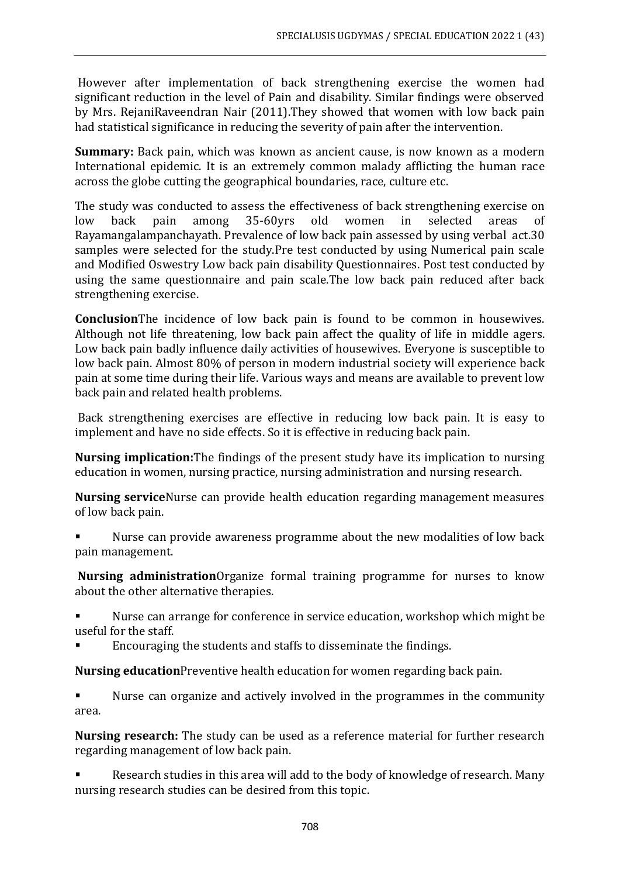However after implementation of back strengthening exercise the women had significant reduction in the level of Pain and disability. Similar findings were observed by Mrs. RejaniRaveendran Nair (2011).They showed that women with low back pain had statistical significance in reducing the severity of pain after the intervention.

**Summary:** Back pain, which was known as ancient cause, is now known as a modern International epidemic. It is an extremely common malady afflicting the human race across the globe cutting the geographical boundaries, race, culture etc.

The study was conducted to assess the effectiveness of back strengthening exercise on low back pain among 35-60yrs old women in selected areas of Rayamangalampanchayath. Prevalence of low back pain assessed by using verbal act.30 samples were selected for the study.Pre test conducted by using Numerical pain scale and Modified Oswestry Low back pain disability Questionnaires. Post test conducted by using the same questionnaire and pain scale.The low back pain reduced after back strengthening exercise.

**Conclusion**The incidence of low back pain is found to be common in housewives. Although not life threatening, low back pain affect the quality of life in middle agers. Low back pain badly influence daily activities of housewives. Everyone is susceptible to low back pain. Almost 80% of person in modern industrial society will experience back pain at some time during their life. Various ways and means are available to prevent low back pain and related health problems.

Back strengthening exercises are effective in reducing low back pain. It is easy to implement and have no side effects. So it is effective in reducing back pain.

**Nursing implication:**The findings of the present study have its implication to nursing education in women, nursing practice, nursing administration and nursing research.

**Nursing service**Nurse can provide health education regarding management measures of low back pain.

- Nurse can provide awareness programme about the new modalities of low back pain management.

**Nursing administration**Organize formal training programme for nurses to know about the other alternative therapies.

- Nurse can arrange for conference in service education, workshop which might be useful for the staff.
- Encouraging the students and staffs to disseminate the findings.

**Nursing education**Preventive health education for women regarding back pain.

- Nurse can organize and actively involved in the programmes in the community area.

**Nursing research:** The study can be used as a reference material for further research regarding management of low back pain.

- Research studies in this area will add to the body of knowledge of research. Many nursing research studies can be desired from this topic.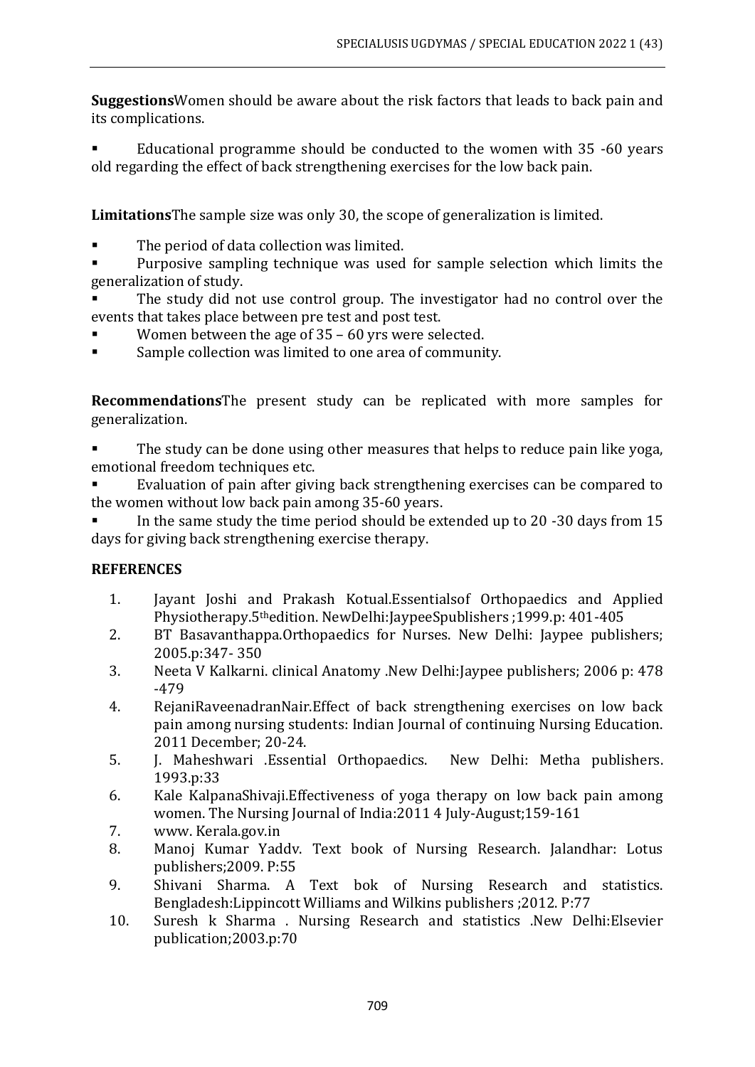**Suggestions**Women should be aware about the risk factors that leads to back pain and its complications.

- Educational programme should be conducted to the women with 35 -60 years old regarding the effect of back strengthening exercises for the low back pain.

**Limitations**The sample size was only 30, the scope of generalization is limited.

- The period of data collection was limited.
- Purposive sampling technique was used for sample selection which limits the generalization of study.
- The study did not use control group. The investigator had no control over the events that takes place between pre test and post test.
- Women between the age of 35 – 60 yrs were selected.
- Sample collection was limited to one area of community.

**Recommendations**The present study can be replicated with more samples for generalization.

- The study can be done using other measures that helps to reduce pain like yoga, emotional freedom techniques etc.
- Evaluation of pain after giving back strengthening exercises can be compared to the women without low back pain among 35-60 years.
- In the same study the time period should be extended up to 20 -30 days from 15 days for giving back strengthening exercise therapy.

**REFERENCES**

1. Jayant Joshi and Prakash Kotual.Essentialsof Orthopaedics and Applied Physiotherapy.5thedition. NewDelhi:JaypeeSpublishers ;1999.p: 401-405
2. BT Basavanthappa.Orthopaedics for Nurses. New Delhi: Jaypee publishers; 2005.p:347- 350
3. Neeta V Kalkarni. clinical Anatomy .New Delhi:Jaypee publishers; 2006 p: 478 -479
4. RejaniRaveenadranNair.Effect of back strengthening exercises on low back pain among nursing students: Indian Journal of continuing Nursing Education. 2011 December; 20-24.
5. J. Maheshwari .Essential Orthopaedics. New Delhi: Metha publishers. 1993.p:33
6. Kale KalpanaShivaji.Effectiveness of yoga therapy on low back pain among women. The Nursing Journal of India:2011 4 July-August;159-161
7. www. Kerala.gov.in
8. Manoj Kumar Yaddv. Text book of Nursing Research. Jalandhar: Lotus publishers;2009. P:55
9. Shivani Sharma. A Text bok of Nursing Research and statistics. Bengladesh:Lippincott Williams and Wilkins publishers ;2012. P:77
10. Suresh k Sharma . Nursing Research and statistics .New Delhi:Elsevier publication;2003.p:70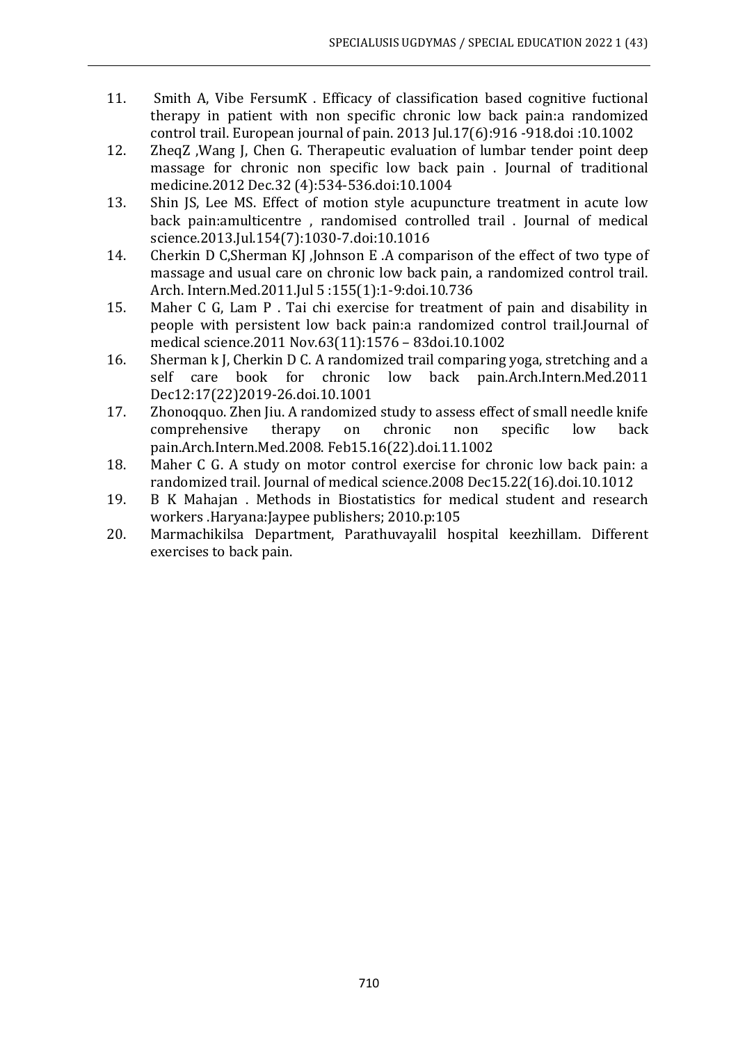11. Smith A, Vibe FersumK . Efficacy of classification based cognitive fuctional therapy in patient with non specific chronic low back pain:a randomized control trail. European journal of pain. 2013 Jul.17(6):916 -918.doi :10.1002
12. ZheqZ ,Wang J, Chen G. Therapeutic evaluation of lumbar tender point deep massage for chronic non specific low back pain . Journal of traditional medicine.2012 Dec.32 (4):534-536.doi:10.1004
13. Shin JS, Lee MS. Effect of motion style acupuncture treatment in acute low back pain:amulticentre , randomised controlled trail . Journal of medical science.2013.Jul.154(7):1030-7.doi:10.1016
14. Cherkin D C,Sherman KJ ,Johnson E .A comparison of the effect of two type of massage and usual care on chronic low back pain, a randomized control trail. Arch. Intern.Med.2011.Jul 5 :155(1):1-9:doi.10.736
15. Maher C G, Lam P . Tai chi exercise for treatment of pain and disability in people with persistent low back pain:a randomized control trail.Journal of medical science.2011 Nov.63(11):1576 – 83doi.10.1002
16. Sherman k J, Cherkin D C. A randomized trail comparing yoga, stretching and a self care book for chronic low back pain.Arch.Intern.Med.2011 Dec12:17(22)2019-26.doi.10.1001
17. Zhonoqquo. Zhen Jiu. A randomized study to assess effect of small needle knife comprehensive therapy on chronic non specific low back pain.Arch.Intern.Med.2008. Feb15.16(22).doi.11.1002
18. Maher C G. A study on motor control exercise for chronic low back pain: a randomized trail. Journal of medical science.2008 Dec15.22(16).doi.10.1012
19. B K Mahajan . Methods in Biostatistics for medical student and research workers .Haryana:Jaypee publishers; 2010.p:105
20. Marmachikilsa Department, Parathuvayalil hospital keezhillam. Different exercises to back pain.